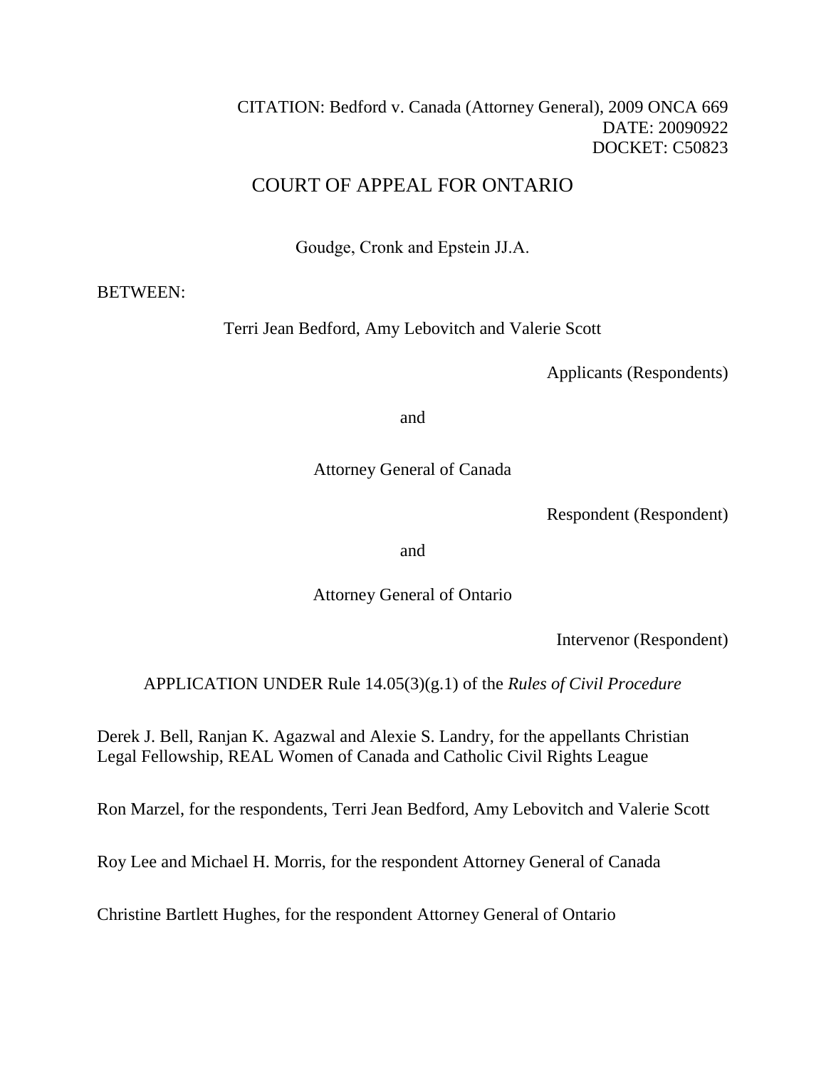CITATION: Bedford v. Canada (Attorney General), 2009 ONCA 669
DATE: 20090922
DOCKET: C50823

# COURT OF APPEAL FOR ONTARIO

Goudge, Cronk and Epstein JJ.A.

BETWEEN:

Terri Jean Bedford, Amy Lebovitch and Valerie Scott

Applicants (Respondents)

and

Attorney General of Canada

Respondent (Respondent)

and

Attorney General of Ontario

Intervenor (Respondent)

APPLICATION UNDER Rule 14.05(3)(g.1) of the *Rules of Civil Procedure*

Derek J. Bell, Ranjan K. Agazwal and Alexie S. Landry, for the appellants Christian Legal Fellowship, REAL Women of Canada and Catholic Civil Rights League

Ron Marzel, for the respondents, Terri Jean Bedford, Amy Lebovitch and Valerie Scott

Roy Lee and Michael H. Morris, for the respondent Attorney General of Canada

Christine Bartlett Hughes, for the respondent Attorney General of Ontario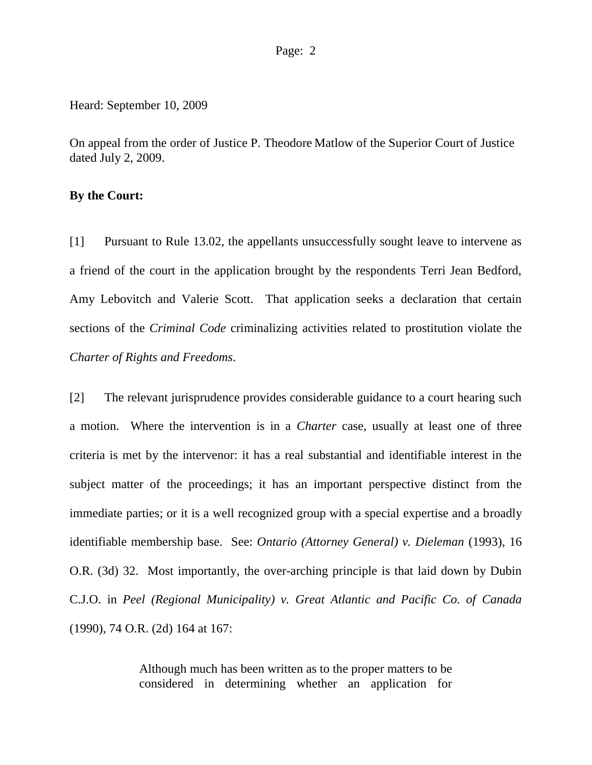Heard: September 10, 2009

On appeal from the order of Justice P. Theodore Matlow of the Superior Court of Justice dated July 2, 2009.

**By the Court:**

[1] Pursuant to Rule 13.02, the appellants unsuccessfully sought leave to intervene as a friend of the court in the application brought by the respondents Terri Jean Bedford, Amy Lebovitch and Valerie Scott. That application seeks a declaration that certain sections of the *Criminal Code* criminalizing activities related to prostitution violate the *Charter of Rights and Freedoms*.

[2] The relevant jurisprudence provides considerable guidance to a court hearing such a motion. Where the intervention is in a *Charter* case, usually at least one of three criteria is met by the intervenor: it has a real substantial and identifiable interest in the subject matter of the proceedings; it has an important perspective distinct from the immediate parties; or it is a well recognized group with a special expertise and a broadly identifiable membership base. See: *Ontario (Attorney General) v. Dieleman* (1993), 16 O.R. (3d) 32. Most importantly, the over-arching principle is that laid down by Dubin C.J.O. in *Peel (Regional Municipality) v. Great Atlantic and Pacific Co. of Canada* (1990), 74 O.R. (2d) 164 at 167:

> Although much has been written as to the proper matters to be considered in determining whether an application for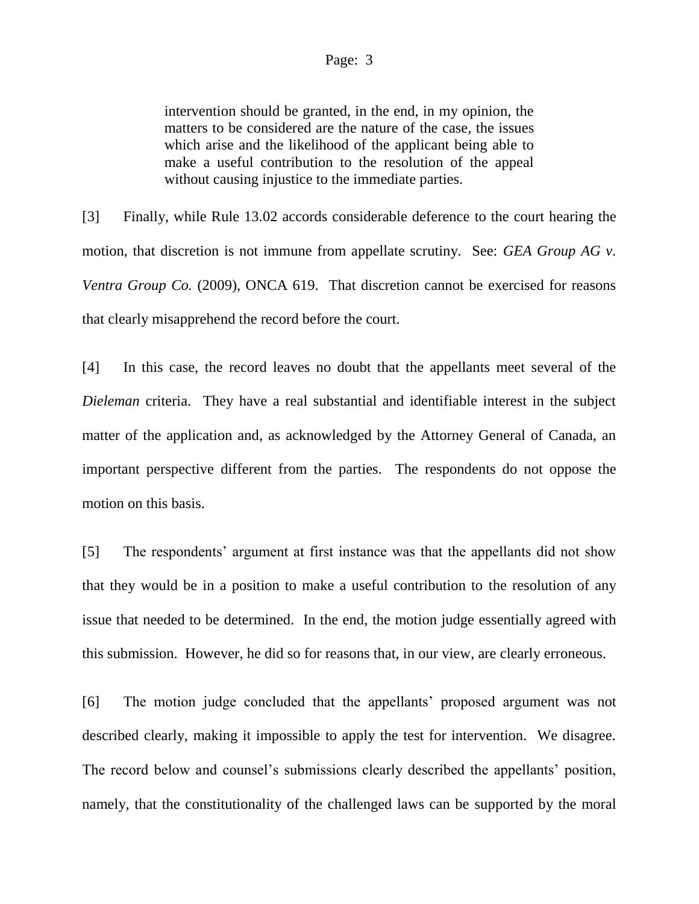> intervention should be granted, in the end, in my opinion, the matters to be considered are the nature of the case, the issues which arise and the likelihood of the applicant being able to make a useful contribution to the resolution of the appeal without causing injustice to the immediate parties.

[3] Finally, while Rule 13.02 accords considerable deference to the court hearing the motion, that discretion is not immune from appellate scrutiny. See: *GEA Group AG v. Ventra Group Co.* (2009), ONCA 619. That discretion cannot be exercised for reasons that clearly misapprehend the record before the court.

[4] In this case, the record leaves no doubt that the appellants meet several of the *Dieleman* criteria. They have a real substantial and identifiable interest in the subject matter of the application and, as acknowledged by the Attorney General of Canada, an important perspective different from the parties. The respondents do not oppose the motion on this basis.

[5] The respondents' argument at first instance was that the appellants did not show that they would be in a position to make a useful contribution to the resolution of any issue that needed to be determined. In the end, the motion judge essentially agreed with this submission. However, he did so for reasons that, in our view, are clearly erroneous.

[6] The motion judge concluded that the appellants' proposed argument was not described clearly, making it impossible to apply the test for intervention. We disagree. The record below and counsel's submissions clearly described the appellants' position, namely, that the constitutionality of the challenged laws can be supported by the moral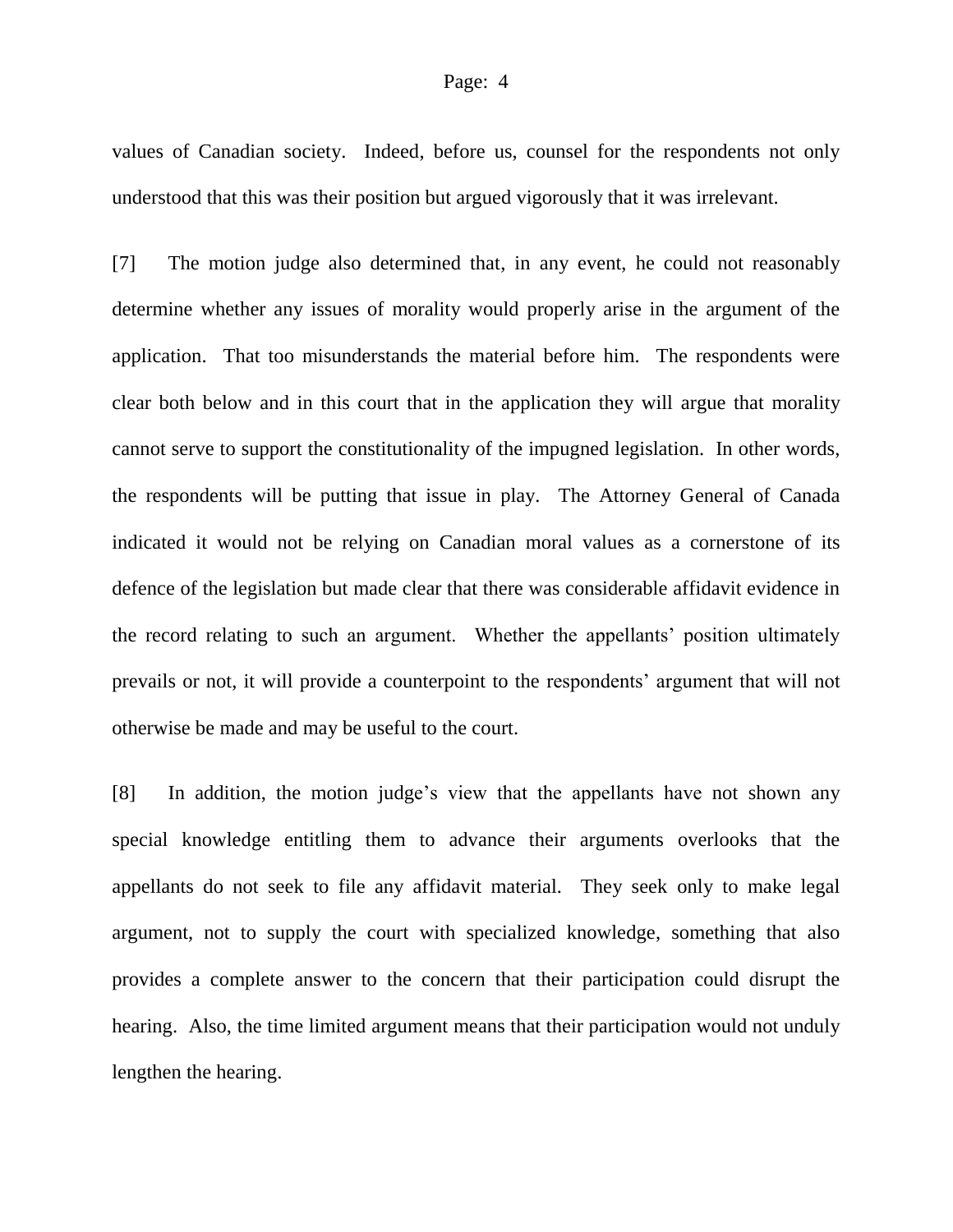values of Canadian society. Indeed, before us, counsel for the respondents not only understood that this was their position but argued vigorously that it was irrelevant.

[7] The motion judge also determined that, in any event, he could not reasonably determine whether any issues of morality would properly arise in the argument of the application. That too misunderstands the material before him. The respondents were clear both below and in this court that in the application they will argue that morality cannot serve to support the constitutionality of the impugned legislation. In other words, the respondents will be putting that issue in play. The Attorney General of Canada indicated it would not be relying on Canadian moral values as a cornerstone of its defence of the legislation but made clear that there was considerable affidavit evidence in the record relating to such an argument. Whether the appellants' position ultimately prevails or not, it will provide a counterpoint to the respondents' argument that will not otherwise be made and may be useful to the court.

[8] In addition, the motion judge's view that the appellants have not shown any special knowledge entitling them to advance their arguments overlooks that the appellants do not seek to file any affidavit material. They seek only to make legal argument, not to supply the court with specialized knowledge, something that also provides a complete answer to the concern that their participation could disrupt the hearing. Also, the time limited argument means that their participation would not unduly lengthen the hearing.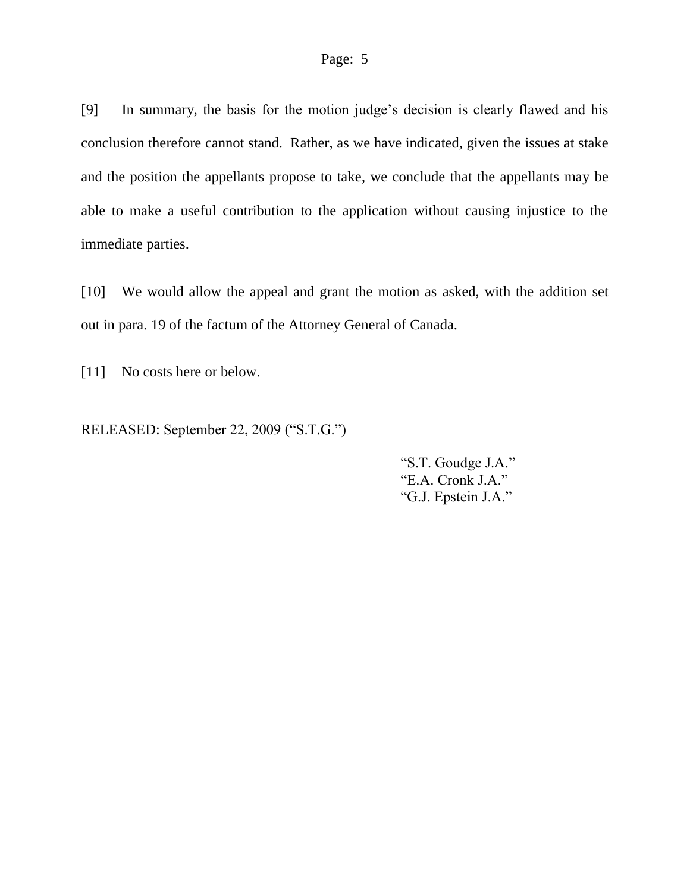[9] In summary, the basis for the motion judge's decision is clearly flawed and his conclusion therefore cannot stand. Rather, as we have indicated, given the issues at stake and the position the appellants propose to take, we conclude that the appellants may be able to make a useful contribution to the application without causing injustice to the immediate parties.

[10] We would allow the appeal and grant the motion as asked, with the addition set out in para. 19 of the factum of the Attorney General of Canada.

[11] No costs here or below.

RELEASED: September 22, 2009 ("S.T.G.")

"S.T. Goudge J.A."
"E.A. Cronk J.A."
"G.J. Epstein J.A."